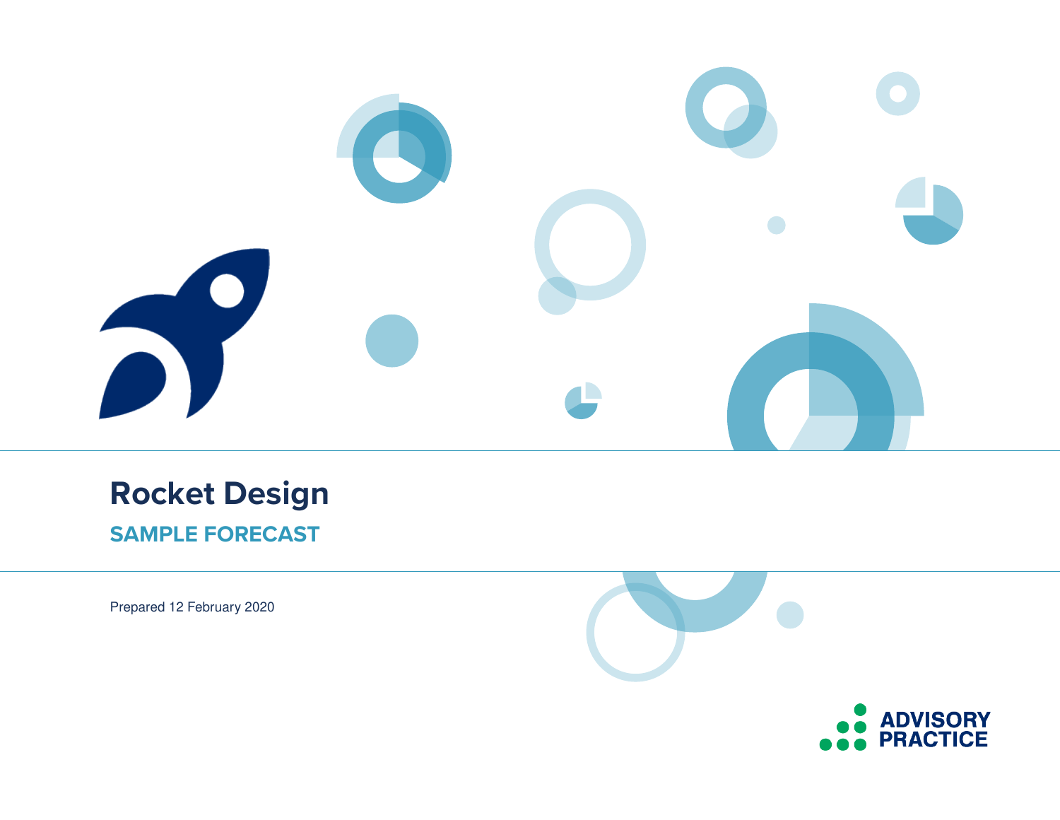# Rocket Design

## SAMPLE FORECAST

Prepared 12 February 2020

ADVISORY PRACTICE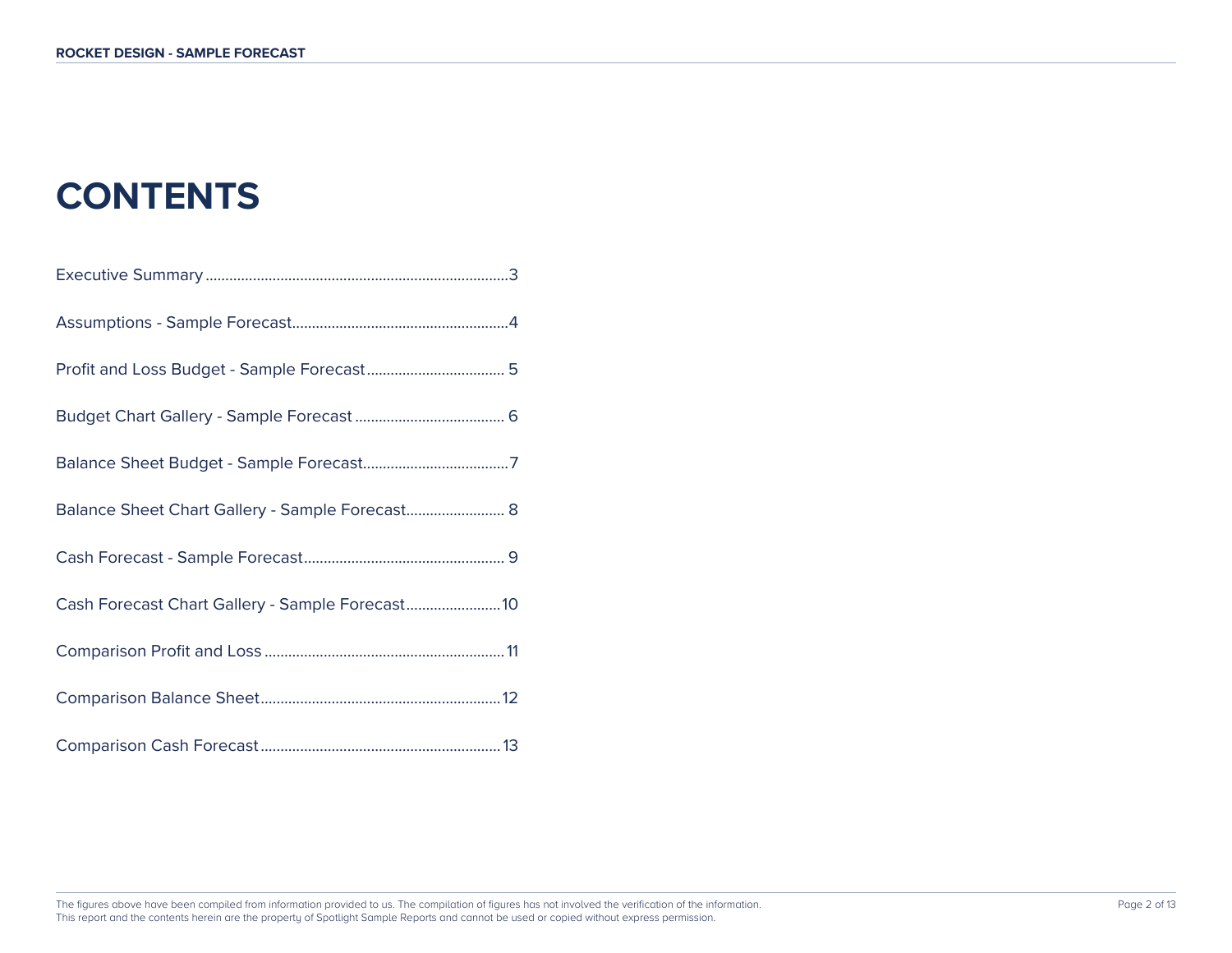# CONTENTS

Executive Summary....................................................................................3

Assumptions - Sample Forecast.......................................................4

Profit and Loss Budget - Sample Forecast.................................. 5

Budget Chart Gallery - Sample Forecast ..................................... 6

Balance Sheet Budget - Sample Forecast....................................7

Balance Sheet Chart Gallery - Sample Forecast......................... 8

Cash Forecast - Sample Forecast.................................................. 9

Cash Forecast Chart Gallery - Sample Forecast........................10

Comparison Profit and Loss ............................................................11

Comparison Balance Sheet.............................................................12

Comparison Cash Forecast ............................................................13

The figures above have been compiled from information provided to us. The compilation of figures has not involved the verification of the information.
This report and the contents herein are the property of Spotlight Sample Reports and cannot be used or copied without express permission.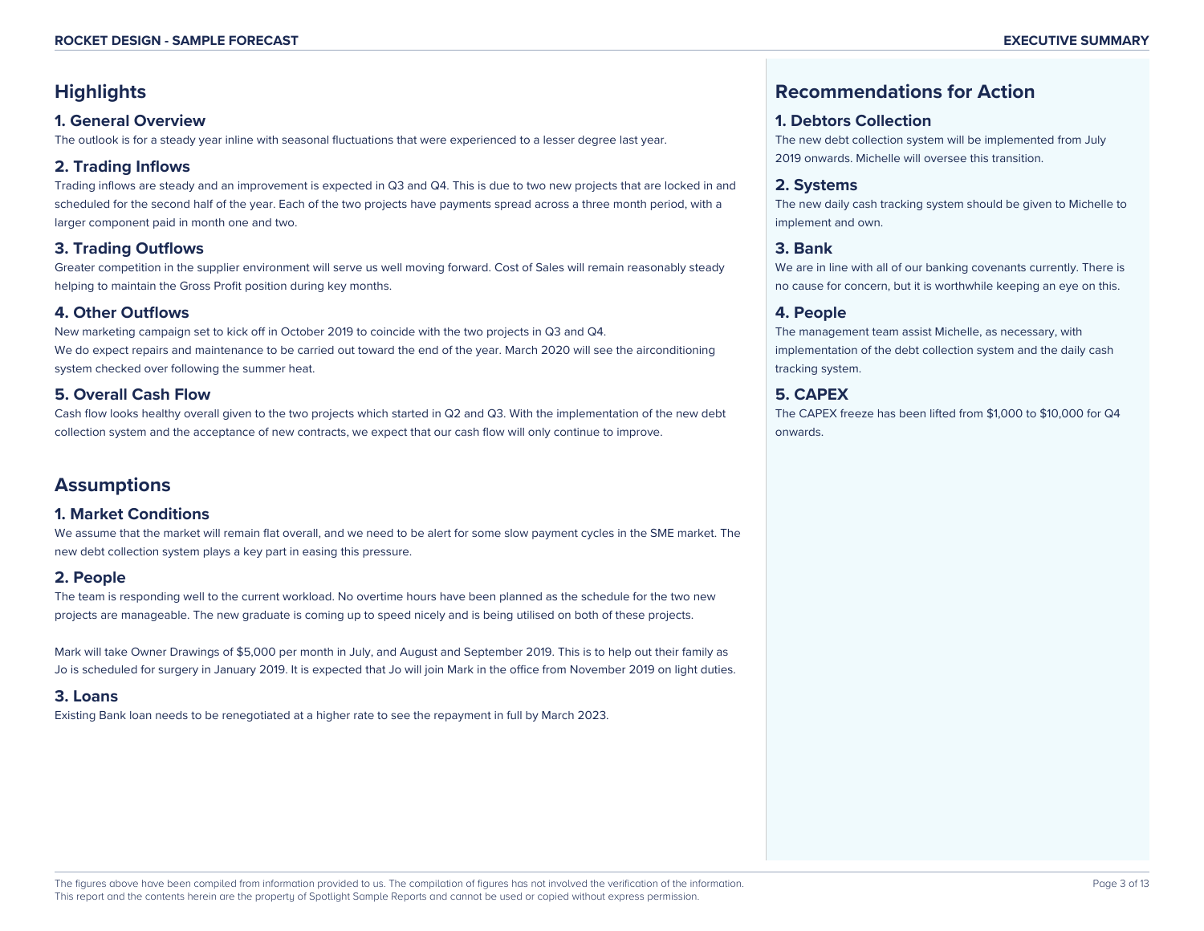## Highlights

### 1. General Overview

The outlook is for a steady year inline with seasonal fluctuations that were experienced to a lesser degree last year.

### 2. Trading Inflows

Trading inflows are steady and an improvement is expected in Q3 and Q4. This is due to two new projects that are locked in and scheduled for the second half of the year. Each of the two projects have payments spread across a three month period, with a larger component paid in month one and two.

### 3. Trading Outflows

Greater competition in the supplier environment will serve us well moving forward. Cost of Sales will remain reasonably steady helping to maintain the Gross Profit position during key months.

### 4. Other Outflows

New marketing campaign set to kick off in October 2019 to coincide with the two projects in Q3 and Q4.
We do expect repairs and maintenance to be carried out toward the end of the year. March 2020 will see the airconditioning system checked over following the summer heat.

### 5. Overall Cash Flow

Cash flow looks healthy overall given to the two projects which started in Q2 and Q3. With the implementation of the new debt collection system and the acceptance of new contracts, we expect that our cash flow will only continue to improve.

## Assumptions

### 1. Market Conditions

We assume that the market will remain flat overall, and we need to be alert for some slow payment cycles in the SME market. The new debt collection system plays a key part in easing this pressure.

### 2. People

The team is responding well to the current workload. No overtime hours have been planned as the schedule for the two new projects are manageable. The new graduate is coming up to speed nicely and is being utilised on both of these projects.

Mark will take Owner Drawings of $5,000 per month in July, and August and September 2019. This is to help out their family as Jo is scheduled for surgery in January 2019. It is expected that Jo will join Mark in the office from November 2019 on light duties.

### 3. Loans

Existing Bank loan needs to be renegotiated at a higher rate to see the repayment in full by March 2023.

## Recommendations for Action

### 1. Debtors Collection

The new debt collection system will be implemented from July 2019 onwards. Michelle will oversee this transition.

### 2. Systems

The new daily cash tracking system should be given to Michelle to implement and own.

### 3. Bank

We are in line with all of our banking covenants currently. There is no cause for concern, but it is worthwhile keeping an eye on this.

### 4. People

The management team assist Michelle, as necessary, with implementation of the debt collection system and the daily cash tracking system.

### 5. CAPEX

The CAPEX freeze has been lifted from $1,000 to $10,000 for Q4 onwards.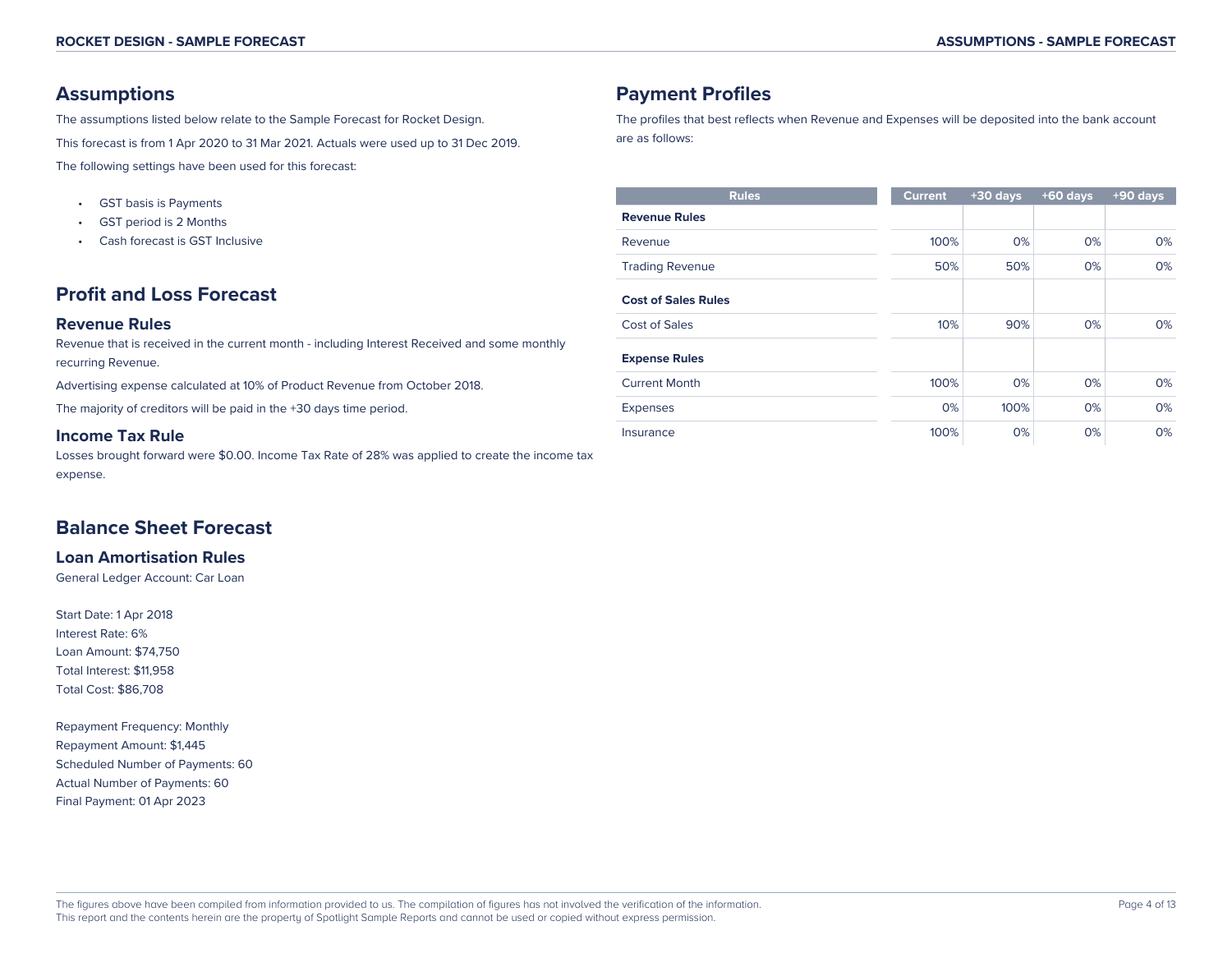## Assumptions

The assumptions listed below relate to the Sample Forecast for Rocket Design.

This forecast is from 1 Apr 2020 to 31 Mar 2021. Actuals were used up to 31 Dec 2019.

The following settings have been used for this forecast:

- GST basis is Payments
- GST period is 2 Months
- Cash forecast is GST Inclusive

## Profit and Loss Forecast

### Revenue Rules

Revenue that is received in the current month - including Interest Received and some monthly recurring Revenue.

Advertising expense calculated at 10% of Product Revenue from October 2018.

The majority of creditors will be paid in the +30 days time period.

### Income Tax Rule

Losses brought forward were $0.00. Income Tax Rate of 28% was applied to create the income tax expense.

## Balance Sheet Forecast

### Loan Amortisation Rules

General Ledger Account: Car Loan

Start Date: 1 Apr 2018
Interest Rate: 6%
Loan Amount: $74,750
Total Interest: $11,958
Total Cost: $86,708

Repayment Frequency: Monthly
Repayment Amount: $1,445
Scheduled Number of Payments: 60
Actual Number of Payments: 60
Final Payment: 01 Apr 2023

## Payment Profiles

The profiles that best reflects when Revenue and Expenses will be deposited into the bank account are as follows:

| Rules | Current | +30 days | +60 days | +90 days |
|---|---|---|---|---|
| **Revenue Rules** | | | | |
| Revenue | 100% | 0% | 0% | 0% |
| Trading Revenue | 50% | 50% | 0% | 0% |
| **Cost of Sales Rules** | | | | |
| Cost of Sales | 10% | 90% | 0% | 0% |
| **Expense Rules** | | | | |
| Current Month | 100% | 0% | 0% | 0% |
| Expenses | 0% | 100% | 0% | 0% |
| Insurance | 100% | 0% | 0% | 0% |

The figures above have been compiled from information provided to us. The compilation of figures has not involved the verification of the information.
This report and the contents herein are the property of Spotlight Sample Reports and cannot be used or copied without express permission.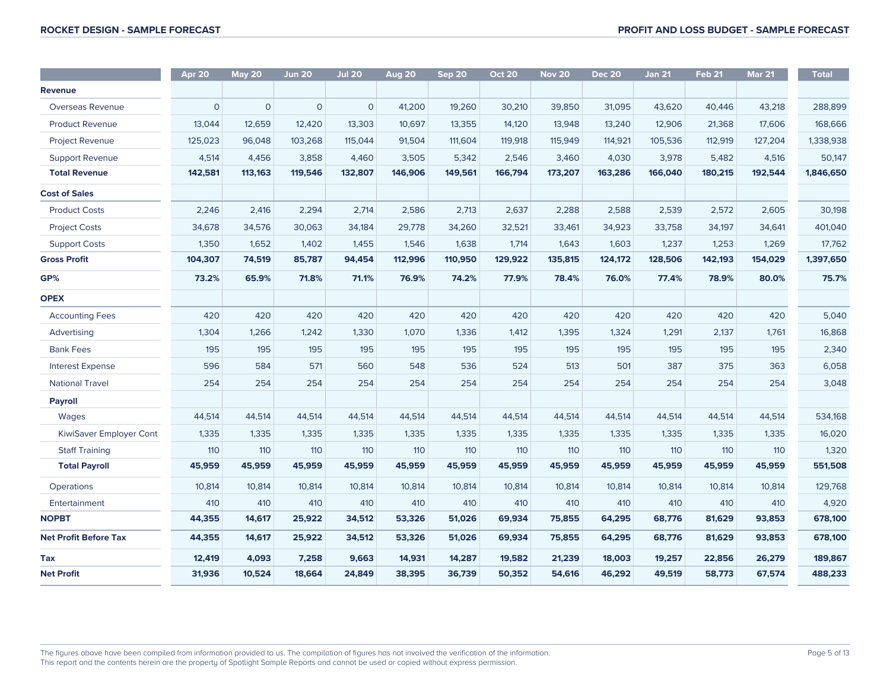| | Apr 20 | May 20 | Jun 20 | Jul 20 | Aug 20 | Sep 20 | Oct 20 | Nov 20 | Dec 20 | Jan 21 | Feb 21 | Mar 21 | Total |
|---|---|---|---|---|---|---|---|---|---|---|---|---|---|
| **Revenue** | | | | | | | | | | | | | |
| Overseas Revenue | 0 | 0 | 0 | 0 | 41,200 | 19,260 | 30,210 | 39,850 | 31,095 | 43,620 | 40,446 | 43,218 | 288,899 |
| Product Revenue | 13,044 | 12,659 | 12,420 | 13,303 | 10,697 | 13,355 | 14,120 | 13,948 | 13,240 | 12,906 | 21,368 | 17,606 | 168,666 |
| Project Revenue | 125,023 | 96,048 | 103,268 | 115,044 | 91,504 | 111,604 | 119,918 | 115,949 | 114,921 | 105,536 | 112,919 | 127,204 | 1,338,938 |
| Support Revenue | 4,514 | 4,456 | 3,858 | 4,460 | 3,505 | 5,342 | 2,546 | 3,460 | 4,030 | 3,978 | 5,482 | 4,516 | 50,147 |
| **Total Revenue** | **142,581** | **113,163** | **119,546** | **132,807** | **146,906** | **149,561** | **166,794** | **173,207** | **163,286** | **166,040** | **180,215** | **192,544** | **1,846,650** |
| **Cost of Sales** | | | | | | | | | | | | | |
| Product Costs | 2,246 | 2,416 | 2,294 | 2,714 | 2,586 | 2,713 | 2,637 | 2,288 | 2,588 | 2,539 | 2,572 | 2,605 | 30,198 |
| Project Costs | 34,678 | 34,576 | 30,063 | 34,184 | 29,778 | 34,260 | 32,521 | 33,461 | 34,923 | 33,758 | 34,197 | 34,641 | 401,040 |
| Support Costs | 1,350 | 1,652 | 1,402 | 1,455 | 1,546 | 1,638 | 1,714 | 1,643 | 1,603 | 1,237 | 1,253 | 1,269 | 17,762 |
| **Gross Profit** | **104,307** | **74,519** | **85,787** | **94,454** | **112,996** | **110,950** | **129,922** | **135,815** | **124,172** | **128,506** | **142,193** | **154,029** | **1,397,650** |
| **GP%** | **73.2%** | **65.9%** | **71.8%** | **71.1%** | **76.9%** | **74.2%** | **77.9%** | **78.4%** | **76.0%** | **77.4%** | **78.9%** | **80.0%** | **75.7%** |
| **OPEX** | | | | | | | | | | | | | |
| Accounting Fees | 420 | 420 | 420 | 420 | 420 | 420 | 420 | 420 | 420 | 420 | 420 | 420 | 5,040 |
| Advertising | 1,304 | 1,266 | 1,242 | 1,330 | 1,070 | 1,336 | 1,412 | 1,395 | 1,324 | 1,291 | 2,137 | 1,761 | 16,868 |
| Bank Fees | 195 | 195 | 195 | 195 | 195 | 195 | 195 | 195 | 195 | 195 | 195 | 195 | 2,340 |
| Interest Expense | 596 | 584 | 571 | 560 | 548 | 536 | 524 | 513 | 501 | 387 | 375 | 363 | 6,058 |
| National Travel | 254 | 254 | 254 | 254 | 254 | 254 | 254 | 254 | 254 | 254 | 254 | 254 | 3,048 |
| **Payroll** | | | | | | | | | | | | | |
| Wages | 44,514 | 44,514 | 44,514 | 44,514 | 44,514 | 44,514 | 44,514 | 44,514 | 44,514 | 44,514 | 44,514 | 44,514 | 534,168 |
| KiwiSaver Employer Cont | 1,335 | 1,335 | 1,335 | 1,335 | 1,335 | 1,335 | 1,335 | 1,335 | 1,335 | 1,335 | 1,335 | 1,335 | 16,020 |
| Staff Training | 110 | 110 | 110 | 110 | 110 | 110 | 110 | 110 | 110 | 110 | 110 | 110 | 1,320 |
| **Total Payroll** | **45,959** | **45,959** | **45,959** | **45,959** | **45,959** | **45,959** | **45,959** | **45,959** | **45,959** | **45,959** | **45,959** | **45,959** | **551,508** |
| Operations | 10,814 | 10,814 | 10,814 | 10,814 | 10,814 | 10,814 | 10,814 | 10,814 | 10,814 | 10,814 | 10,814 | 10,814 | 129,768 |
| Entertainment | 410 | 410 | 410 | 410 | 410 | 410 | 410 | 410 | 410 | 410 | 410 | 410 | 4,920 |
| **NOPBT** | **44,355** | **14,617** | **25,922** | **34,512** | **53,326** | **51,026** | **69,934** | **75,855** | **64,295** | **68,776** | **81,629** | **93,853** | **678,100** |
| **Net Profit Before Tax** | **44,355** | **14,617** | **25,922** | **34,512** | **53,326** | **51,026** | **69,934** | **75,855** | **64,295** | **68,776** | **81,629** | **93,853** | **678,100** |
| **Tax** | **12,419** | **4,093** | **7,258** | **9,663** | **14,931** | **14,287** | **19,582** | **21,239** | **18,003** | **19,257** | **22,856** | **26,279** | **189,867** |
| **Net Profit** | **31,936** | **10,524** | **18,664** | **24,849** | **38,395** | **36,739** | **50,352** | **54,616** | **46,292** | **49,519** | **58,773** | **67,574** | **488,233** |

The figures above have been compiled from information provided to us. The compilation of figures has not involved the verification of the information.
This report and the contents herein are the property of Spotlight Sample Reports and cannot be used or copied without express permission.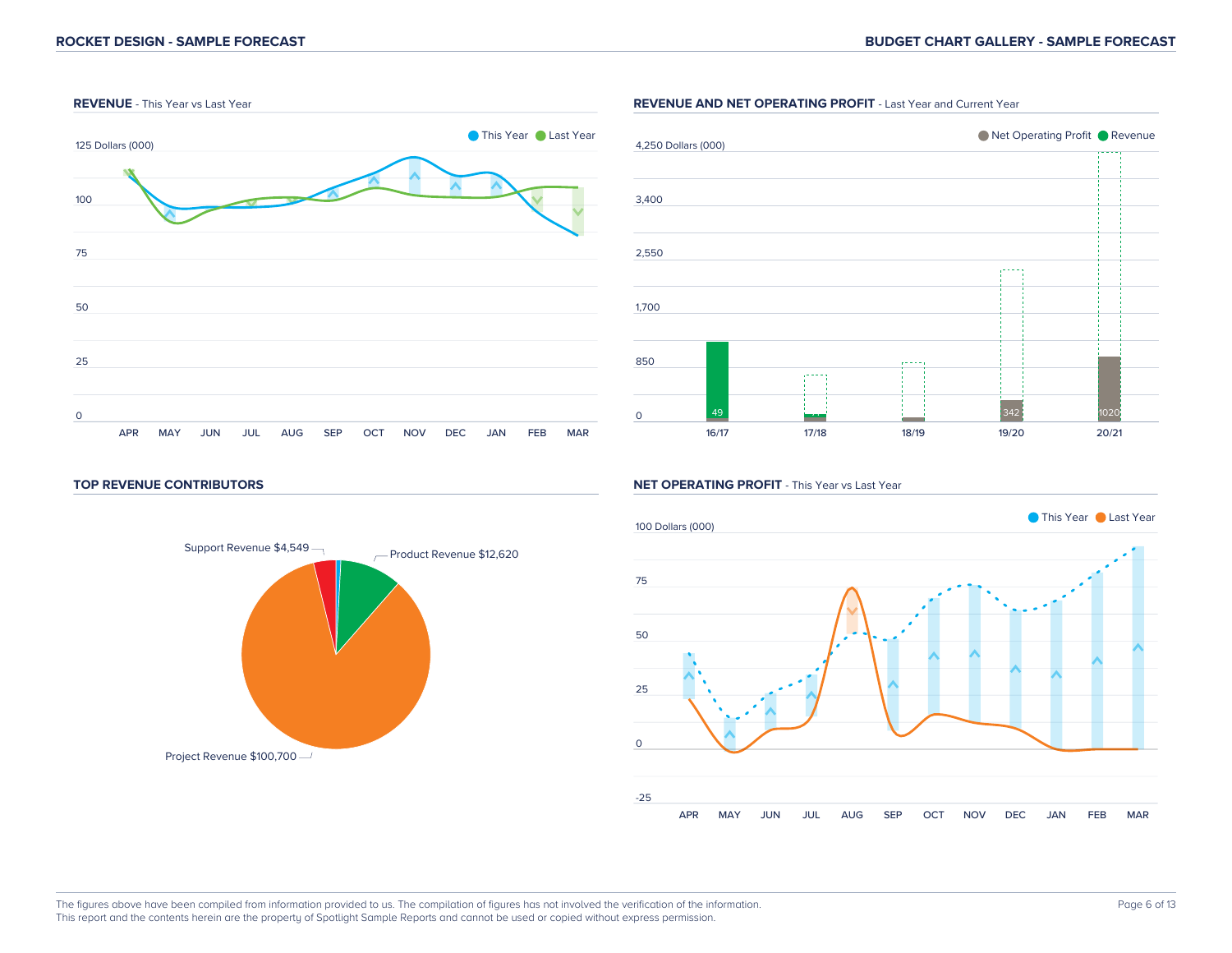## REVENUE - This Year vs Last Year

This Year · Last Year

125 Dollars (000)

100

75

50

25

0

APR MAY JUN JUL AUG SEP OCT NOV DEC JAN FEB MAR

## REVENUE AND NET OPERATING PROFIT - Last Year and Current Year

Net Operating Profit · Revenue

4,250 Dollars (000)

3,400

2,550

1,700

850

0

49 · 342 · 1020

16/17 17/18 18/19 19/20 20/21

## TOP REVENUE CONTRIBUTORS

Support Revenue $4,549

Product Revenue $12,620

Project Revenue $100,700

## NET OPERATING PROFIT - This Year vs Last Year

This Year · Last Year

100 Dollars (000)

75

50

25

0

-25

APR MAY JUN JUL AUG SEP OCT NOV DEC JAN FEB MAR

The figures above have been compiled from information provided to us. The compilation of figures has not involved the verification of the information.
This report and the contents herein are the property of Spotlight Sample Reports and cannot be used or copied without express permission.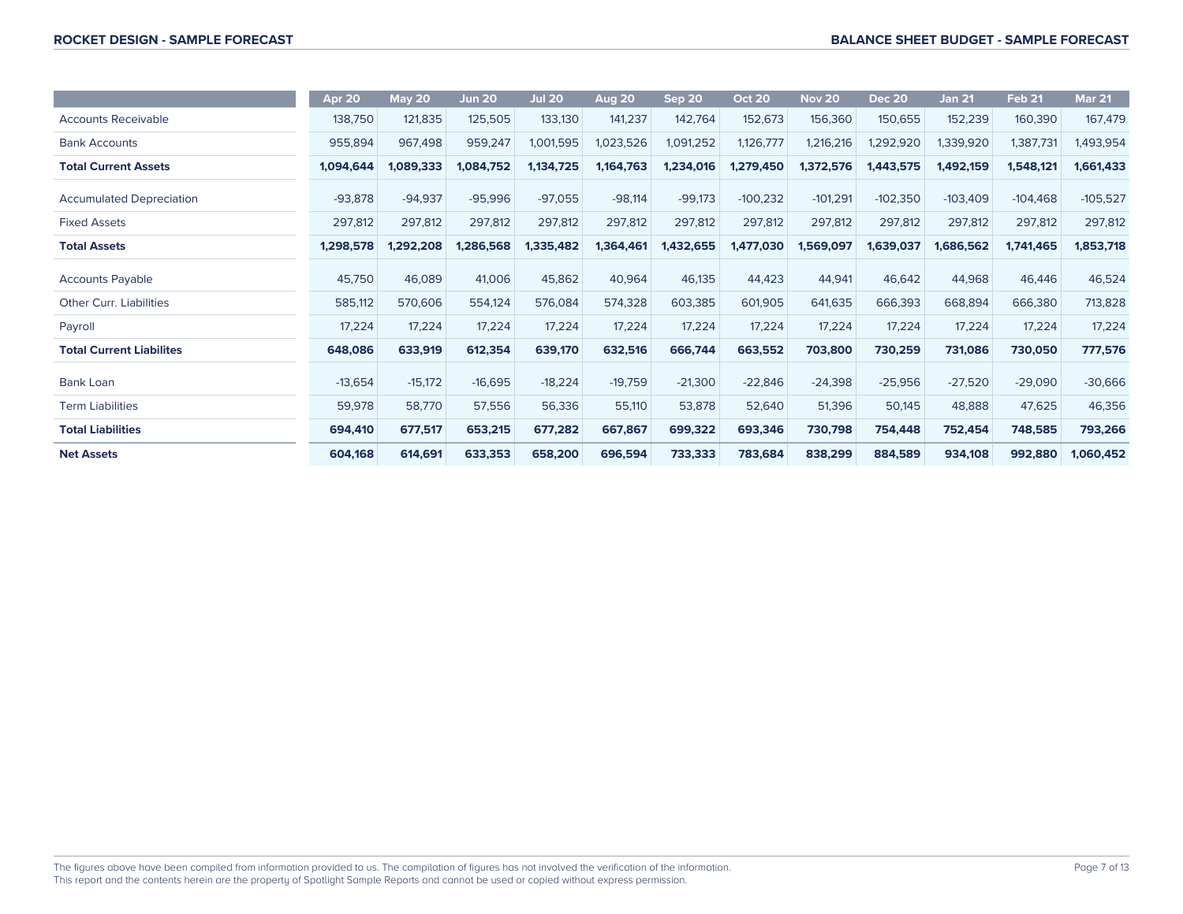| | Apr 20 | May 20 | Jun 20 | Jul 20 | Aug 20 | Sep 20 | Oct 20 | Nov 20 | Dec 20 | Jan 21 | Feb 21 | Mar 21 |
|---|---|---|---|---|---|---|---|---|---|---|---|---|
| Accounts Receivable | 138,750 | 121,835 | 125,505 | 133,130 | 141,237 | 142,764 | 152,673 | 156,360 | 150,655 | 152,239 | 160,390 | 167,479 |
| Bank Accounts | 955,894 | 967,498 | 959,247 | 1,001,595 | 1,023,526 | 1,091,252 | 1,126,777 | 1,216,216 | 1,292,920 | 1,339,920 | 1,387,731 | 1,493,954 |
| **Total Current Assets** | **1,094,644** | **1,089,333** | **1,084,752** | **1,134,725** | **1,164,763** | **1,234,016** | **1,279,450** | **1,372,576** | **1,443,575** | **1,492,159** | **1,548,121** | **1,661,433** |
| Accumulated Depreciation | -93,878 | -94,937 | -95,996 | -97,055 | -98,114 | -99,173 | -100,232 | -101,291 | -102,350 | -103,409 | -104,468 | -105,527 |
| Fixed Assets | 297,812 | 297,812 | 297,812 | 297,812 | 297,812 | 297,812 | 297,812 | 297,812 | 297,812 | 297,812 | 297,812 | 297,812 |
| **Total Assets** | **1,298,578** | **1,292,208** | **1,286,568** | **1,335,482** | **1,364,461** | **1,432,655** | **1,477,030** | **1,569,097** | **1,639,037** | **1,686,562** | **1,741,465** | **1,853,718** |
| Accounts Payable | 45,750 | 46,089 | 41,006 | 45,862 | 40,964 | 46,135 | 44,423 | 44,941 | 46,642 | 44,968 | 46,446 | 46,524 |
| Other Curr. Liabilities | 585,112 | 570,606 | 554,124 | 576,084 | 574,328 | 603,385 | 601,905 | 641,635 | 666,393 | 668,894 | 666,380 | 713,828 |
| Payroll | 17,224 | 17,224 | 17,224 | 17,224 | 17,224 | 17,224 | 17,224 | 17,224 | 17,224 | 17,224 | 17,224 | 17,224 |
| **Total Current Liabilites** | **648,086** | **633,919** | **612,354** | **639,170** | **632,516** | **666,744** | **663,552** | **703,800** | **730,259** | **731,086** | **730,050** | **777,576** |
| Bank Loan | -13,654 | -15,172 | -16,695 | -18,224 | -19,759 | -21,300 | -22,846 | -24,398 | -25,956 | -27,520 | -29,090 | -30,666 |
| Term Liabilities | 59,978 | 58,770 | 57,556 | 56,336 | 55,110 | 53,878 | 52,640 | 51,396 | 50,145 | 48,888 | 47,625 | 46,356 |
| **Total Liabilities** | **694,410** | **677,517** | **653,215** | **677,282** | **667,867** | **699,322** | **693,346** | **730,798** | **754,448** | **752,454** | **748,585** | **793,266** |
| **Net Assets** | **604,168** | **614,691** | **633,353** | **658,200** | **696,594** | **733,333** | **783,684** | **838,299** | **884,589** | **934,108** | **992,880** | **1,060,452** |

The figures above have been compiled from information provided to us. The compilation of figures has not involved the verification of the information.
This report and the contents herein are the property of Spotlight Sample Reports and cannot be used or copied without express permission.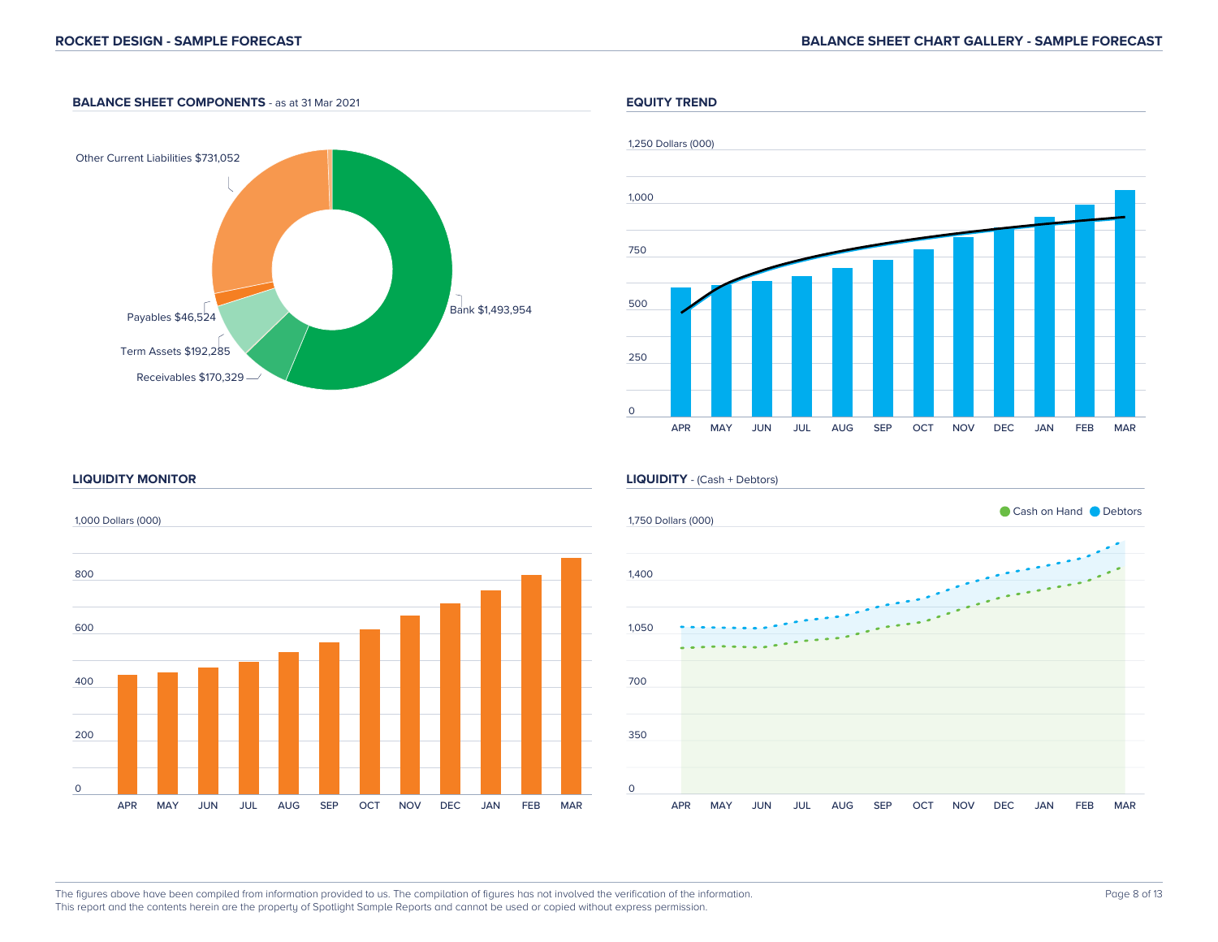## BALANCE SHEET COMPONENTS - as at 31 Mar 2021

Other Current Liabilities $731,052

Payables $46,524

Term Assets $192,285

Receivables $170,329

Bank $1,493,954

## EQUITY TREND

1,250 Dollars (000)

1,000

750

500

250

0

APR MAY JUN JUL AUG SEP OCT NOV DEC JAN FEB MAR

## LIQUIDITY MONITOR

1,000 Dollars (000)

800

600

400

200

0

APR MAY JUN JUL AUG SEP OCT NOV DEC JAN FEB MAR

## LIQUIDITY - (Cash + Debtors)

Cash on Hand   Debtors

1,750 Dollars (000)

1,400

1,050

700

350

0

APR MAY JUN JUL AUG SEP OCT NOV DEC JAN FEB MAR

The figures above have been compiled from information provided to us. The compilation of figures has not involved the verification of the information.
This report and the contents herein are the property of Spotlight Sample Reports and cannot be used or copied without express permission.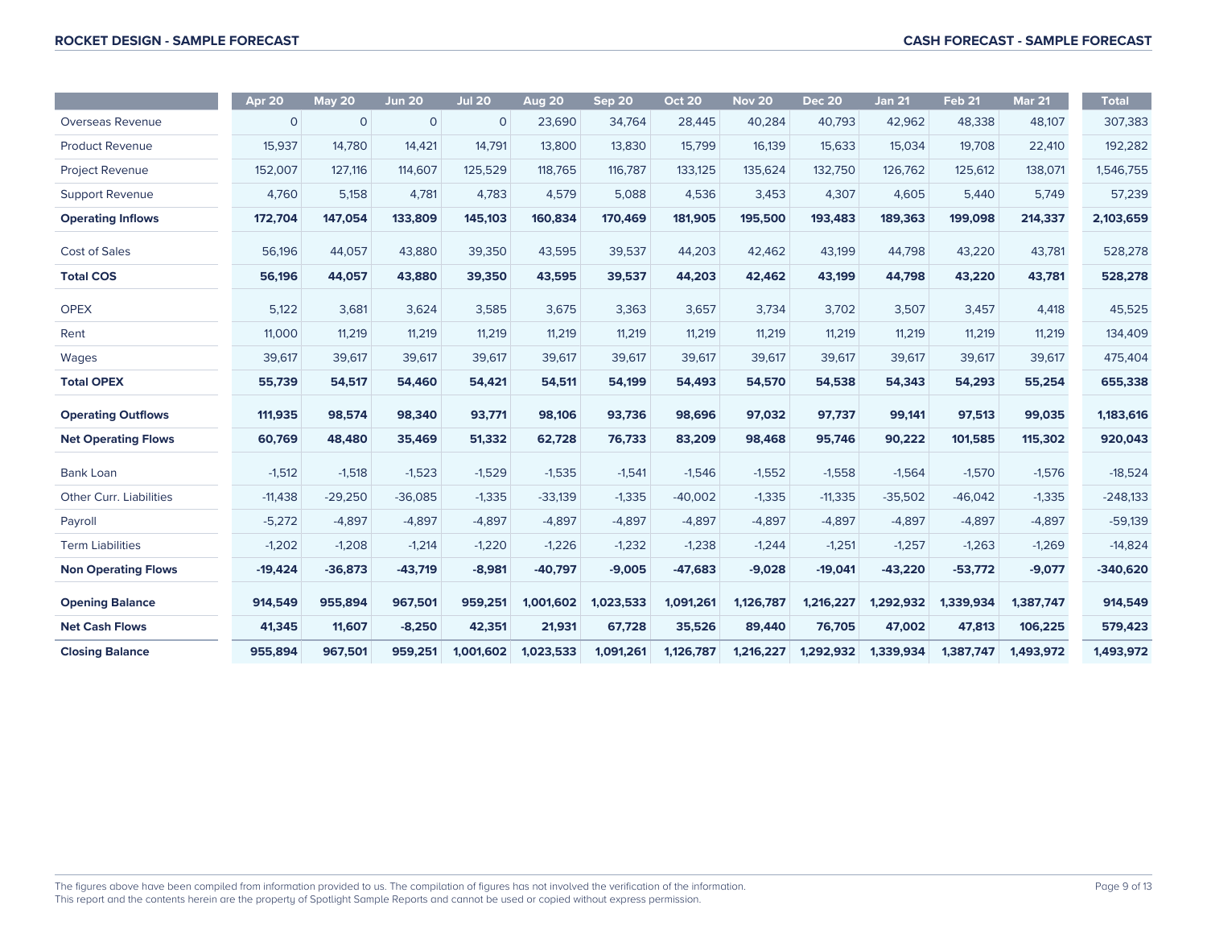| | Apr 20 | May 20 | Jun 20 | Jul 20 | Aug 20 | Sep 20 | Oct 20 | Nov 20 | Dec 20 | Jan 21 | Feb 21 | Mar 21 | Total |
|---|---|---|---|---|---|---|---|---|---|---|---|---|---|
| Overseas Revenue | 0 | 0 | 0 | 0 | 23,690 | 34,764 | 28,445 | 40,284 | 40,793 | 42,962 | 48,338 | 48,107 | 307,383 |
| Product Revenue | 15,937 | 14,780 | 14,421 | 14,791 | 13,800 | 13,830 | 15,799 | 16,139 | 15,633 | 15,034 | 19,708 | 22,410 | 192,282 |
| Project Revenue | 152,007 | 127,116 | 114,607 | 125,529 | 118,765 | 116,787 | 133,125 | 135,624 | 132,750 | 126,762 | 125,612 | 138,071 | 1,546,755 |
| Support Revenue | 4,760 | 5,158 | 4,781 | 4,783 | 4,579 | 5,088 | 4,536 | 3,453 | 4,307 | 4,605 | 5,440 | 5,749 | 57,239 |
| **Operating Inflows** | **172,704** | **147,054** | **133,809** | **145,103** | **160,834** | **170,469** | **181,905** | **195,500** | **193,483** | **189,363** | **199,098** | **214,337** | **2,103,659** |
| Cost of Sales | 56,196 | 44,057 | 43,880 | 39,350 | 43,595 | 39,537 | 44,203 | 42,462 | 43,199 | 44,798 | 43,220 | 43,781 | 528,278 |
| **Total COS** | **56,196** | **44,057** | **43,880** | **39,350** | **43,595** | **39,537** | **44,203** | **42,462** | **43,199** | **44,798** | **43,220** | **43,781** | **528,278** |
| OPEX | 5,122 | 3,681 | 3,624 | 3,585 | 3,675 | 3,363 | 3,657 | 3,734 | 3,702 | 3,507 | 3,457 | 4,418 | 45,525 |
| Rent | 11,000 | 11,219 | 11,219 | 11,219 | 11,219 | 11,219 | 11,219 | 11,219 | 11,219 | 11,219 | 11,219 | 11,219 | 134,409 |
| Wages | 39,617 | 39,617 | 39,617 | 39,617 | 39,617 | 39,617 | 39,617 | 39,617 | 39,617 | 39,617 | 39,617 | 39,617 | 475,404 |
| **Total OPEX** | **55,739** | **54,517** | **54,460** | **54,421** | **54,511** | **54,199** | **54,493** | **54,570** | **54,538** | **54,343** | **54,293** | **55,254** | **655,338** |
| **Operating Outflows** | **111,935** | **98,574** | **98,340** | **93,771** | **98,106** | **93,736** | **98,696** | **97,032** | **97,737** | **99,141** | **97,513** | **99,035** | **1,183,616** |
| **Net Operating Flows** | **60,769** | **48,480** | **35,469** | **51,332** | **62,728** | **76,733** | **83,209** | **98,468** | **95,746** | **90,222** | **101,585** | **115,302** | **920,043** |
| Bank Loan | -1,512 | -1,518 | -1,523 | -1,529 | -1,535 | -1,541 | -1,546 | -1,552 | -1,558 | -1,564 | -1,570 | -1,576 | -18,524 |
| Other Curr. Liabilities | -11,438 | -29,250 | -36,085 | -1,335 | -33,139 | -1,335 | -40,002 | -1,335 | -11,335 | -35,502 | -46,042 | -1,335 | -248,133 |
| Payroll | -5,272 | -4,897 | -4,897 | -4,897 | -4,897 | -4,897 | -4,897 | -4,897 | -4,897 | -4,897 | -4,897 | -4,897 | -59,139 |
| Term Liabilities | -1,202 | -1,208 | -1,214 | -1,220 | -1,226 | -1,232 | -1,238 | -1,244 | -1,251 | -1,257 | -1,263 | -1,269 | -14,824 |
| **Non Operating Flows** | **-19,424** | **-36,873** | **-43,719** | **-8,981** | **-40,797** | **-9,005** | **-47,683** | **-9,028** | **-19,041** | **-43,220** | **-53,772** | **-9,077** | **-340,620** |
| **Opening Balance** | **914,549** | **955,894** | **967,501** | **959,251** | **1,001,602** | **1,023,533** | **1,091,261** | **1,126,787** | **1,216,227** | **1,292,932** | **1,339,934** | **1,387,747** | **914,549** |
| **Net Cash Flows** | **41,345** | **11,607** | **-8,250** | **42,351** | **21,931** | **67,728** | **35,526** | **89,440** | **76,705** | **47,002** | **47,813** | **106,225** | **579,423** |
| **Closing Balance** | **955,894** | **967,501** | **959,251** | **1,001,602** | **1,023,533** | **1,091,261** | **1,126,787** | **1,216,227** | **1,292,932** | **1,339,934** | **1,387,747** | **1,493,972** | **1,493,972** |

The figures above have been compiled from information provided to us. The compilation of figures has not involved the verification of the information.
This report and the contents herein are the property of Spotlight Sample Reports and cannot be used or copied without express permission.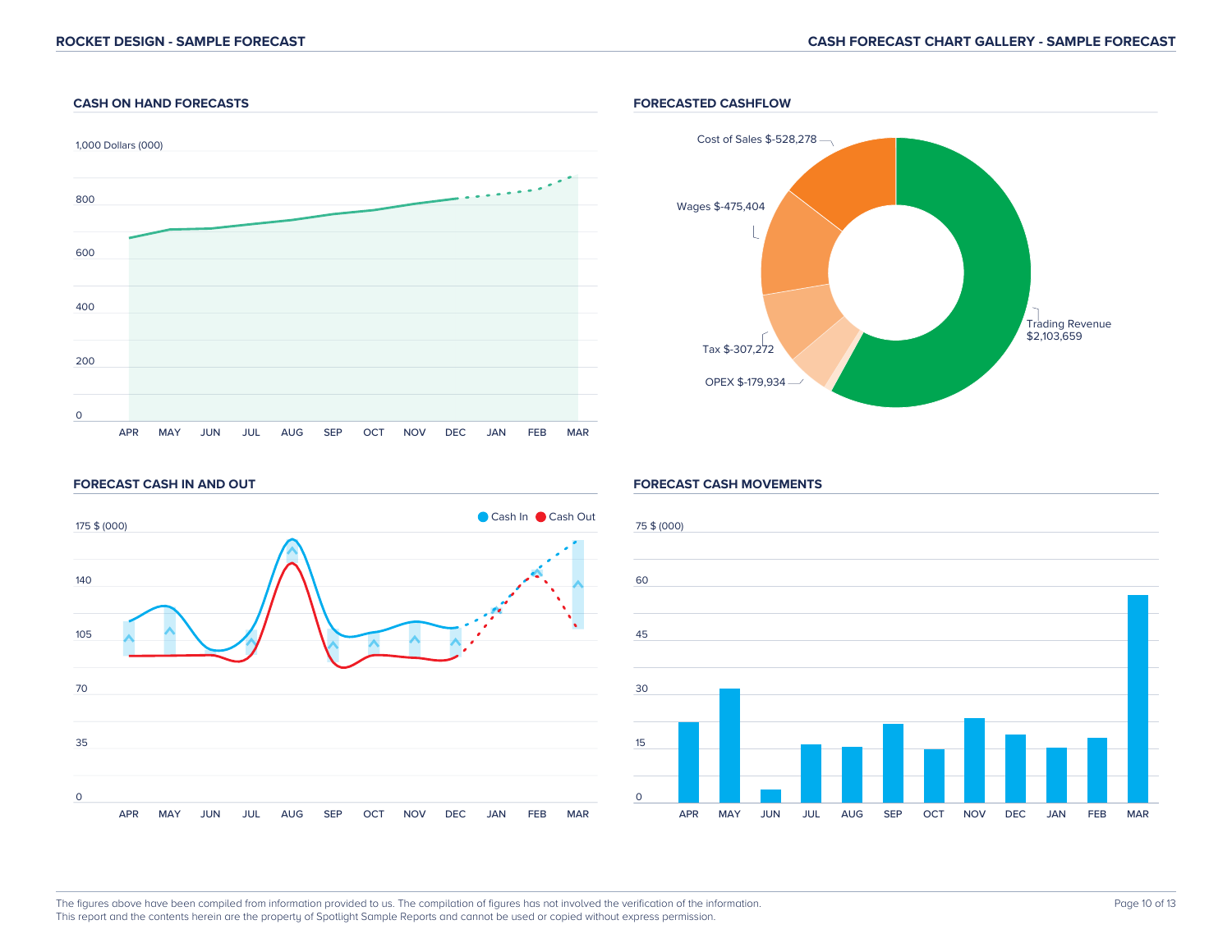## CASH ON HAND FORECASTS

1,000 Dollars (000)

800

600

400

200

0

APR MAY JUN JUL AUG SEP OCT NOV DEC JAN FEB MAR

## FORECASTED CASHFLOW

Cost of Sales $-528,278

Wages $-475,404

Tax $-307,272

OPEX $-179,934

Trading Revenue $2,103,659

## FORECAST CASH IN AND OUT

Cash In Cash Out

175 $ (000)

140

105

70

35

0

APR MAY JUN JUL AUG SEP OCT NOV DEC JAN FEB MAR

## FORECAST CASH MOVEMENTS

75 $ (000)

60

45

30

15

0

APR MAY JUN JUL AUG SEP OCT NOV DEC JAN FEB MAR

The figures above have been compiled from information provided to us. The compilation of figures has not involved the verification of the information.
This report and the contents herein are the property of Spotlight Sample Reports and cannot be used or copied without express permission.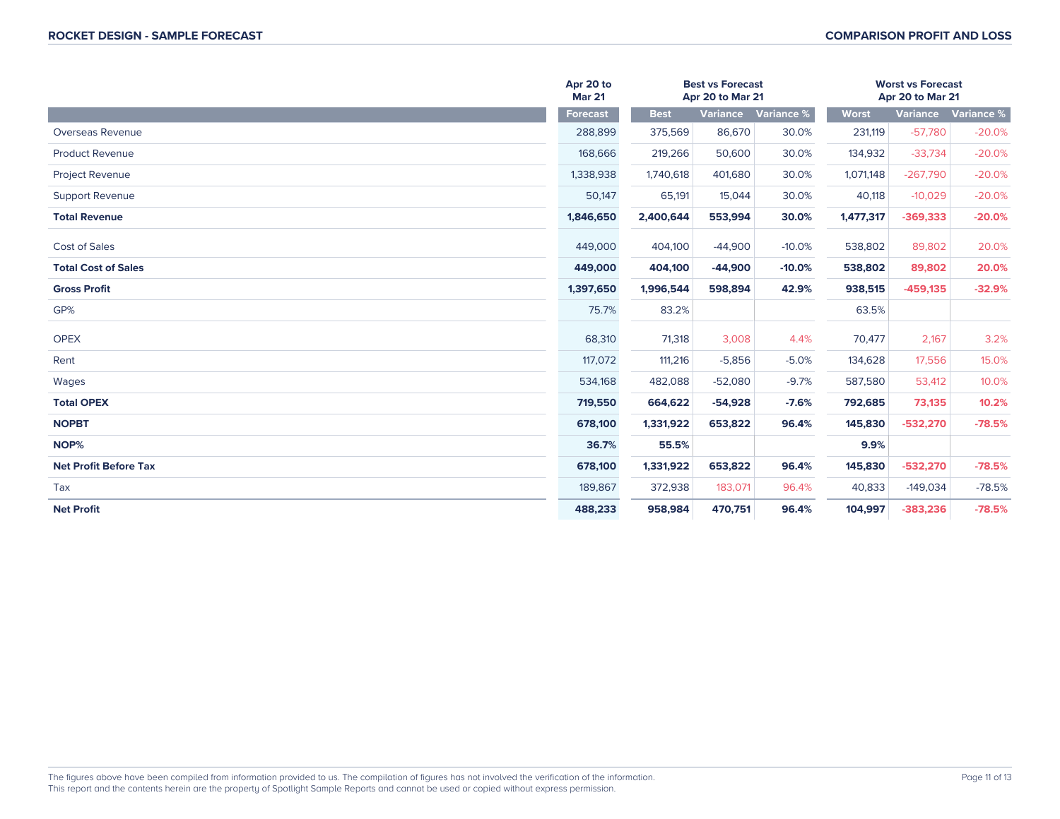## ROCKET DESIGN - SAMPLE FORECAST

## COMPARISON PROFIT AND LOSS

| | Apr 20 to Mar 21 | Best vs Forecast Apr 20 to Mar 21 | | | Worst vs Forecast Apr 20 to Mar 21 | | |
|---|---|---|---|---|---|---|---|
| | Forecast | Best | Variance | Variance % | Worst | Variance | Variance % |
| Overseas Revenue | 288,899 | 375,569 | 86,670 | 30.0% | 231,119 | -57,780 | -20.0% |
| Product Revenue | 168,666 | 219,266 | 50,600 | 30.0% | 134,932 | -33,734 | -20.0% |
| Project Revenue | 1,338,938 | 1,740,618 | 401,680 | 30.0% | 1,071,148 | -267,790 | -20.0% |
| Support Revenue | 50,147 | 65,191 | 15,044 | 30.0% | 40,118 | -10,029 | -20.0% |
| **Total Revenue** | **1,846,650** | **2,400,644** | **553,994** | **30.0%** | **1,477,317** | **-369,333** | **-20.0%** |
| Cost of Sales | 449,000 | 404,100 | -44,900 | -10.0% | 538,802 | 89,802 | 20.0% |
| **Total Cost of Sales** | **449,000** | **404,100** | **-44,900** | **-10.0%** | **538,802** | **89,802** | **20.0%** |
| **Gross Profit** | **1,397,650** | **1,996,544** | **598,894** | **42.9%** | **938,515** | **-459,135** | **-32.9%** |
| GP% | 75.7% | 83.2% | | | 63.5% | | |
| OPEX | 68,310 | 71,318 | 3,008 | 4.4% | 70,477 | 2,167 | 3.2% |
| Rent | 117,072 | 111,216 | -5,856 | -5.0% | 134,628 | 17,556 | 15.0% |
| Wages | 534,168 | 482,088 | -52,080 | -9.7% | 587,580 | 53,412 | 10.0% |
| **Total OPEX** | **719,550** | **664,622** | **-54,928** | **-7.6%** | **792,685** | **73,135** | **10.2%** |
| **NOPBT** | **678,100** | **1,331,922** | **653,822** | **96.4%** | **145,830** | **-532,270** | **-78.5%** |
| **NOP%** | **36.7%** | **55.5%** | | | **9.9%** | | |
| **Net Profit Before Tax** | **678,100** | **1,331,922** | **653,822** | **96.4%** | **145,830** | **-532,270** | **-78.5%** |
| Tax | 189,867 | 372,938 | 183,071 | 96.4% | 40,833 | -149,034 | -78.5% |
| **Net Profit** | **488,233** | **958,984** | **470,751** | **96.4%** | **104,997** | **-383,236** | **-78.5%** |

The figures above have been compiled from information provided to us. The compilation of figures has not involved the verification of the information.
This report and the contents herein are the property of Spotlight Sample Reports and cannot be used or copied without express permission.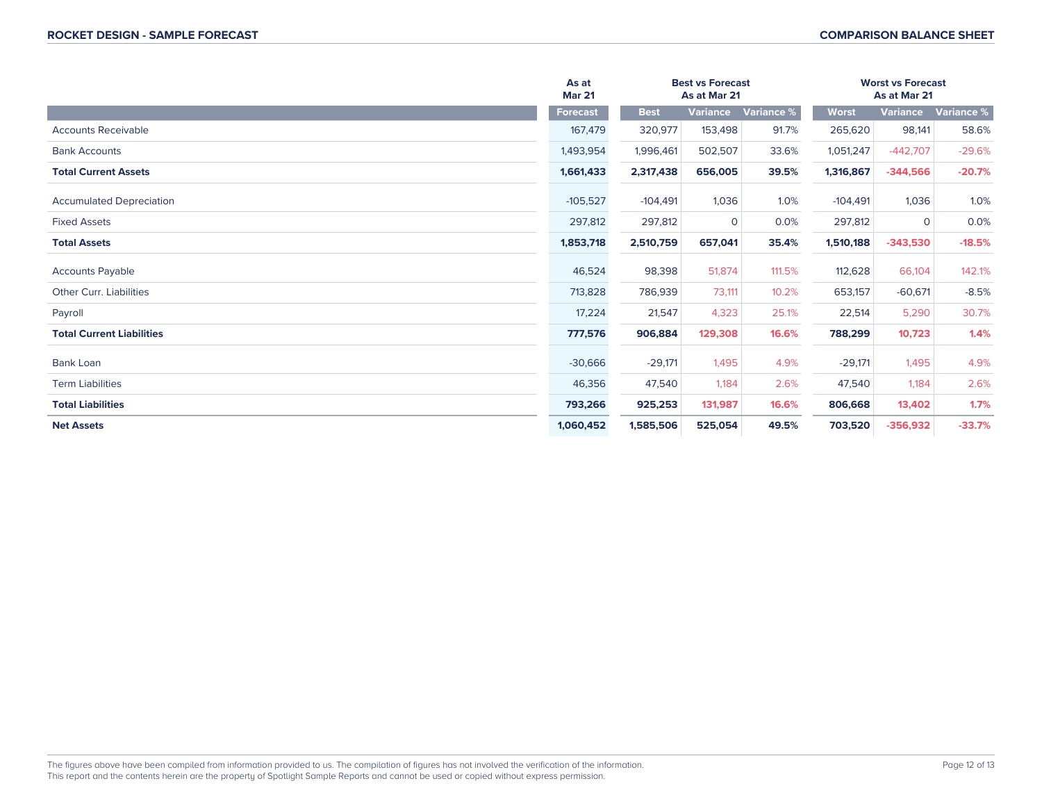| | As at Mar 21 | Best vs Forecast As at Mar 21 | | | Worst vs Forecast As at Mar 21 | | |
|---|---|---|---|---|---|---|---|
| | Forecast | Best | Variance | Variance % | Worst | Variance | Variance % |
| Accounts Receivable | 167,479 | 320,977 | 153,498 | 91.7% | 265,620 | 98,141 | 58.6% |
| Bank Accounts | 1,493,954 | 1,996,461 | 502,507 | 33.6% | 1,051,247 | -442,707 | -29.6% |
| **Total Current Assets** | **1,661,433** | **2,317,438** | **656,005** | **39.5%** | **1,316,867** | **-344,566** | **-20.7%** |
| Accumulated Depreciation | -105,527 | -104,491 | 1,036 | 1.0% | -104,491 | 1,036 | 1.0% |
| Fixed Assets | 297,812 | 297,812 | 0 | 0.0% | 297,812 | 0 | 0.0% |
| **Total Assets** | **1,853,718** | **2,510,759** | **657,041** | **35.4%** | **1,510,188** | **-343,530** | **-18.5%** |
| Accounts Payable | 46,524 | 98,398 | 51,874 | 111.5% | 112,628 | 66,104 | 142.1% |
| Other Curr. Liabilities | 713,828 | 786,939 | 73,111 | 10.2% | 653,157 | -60,671 | -8.5% |
| Payroll | 17,224 | 21,547 | 4,323 | 25.1% | 22,514 | 5,290 | 30.7% |
| **Total Current Liabilities** | **777,576** | **906,884** | **129,308** | **16.6%** | **788,299** | **10,723** | **1.4%** |
| Bank Loan | -30,666 | -29,171 | 1,495 | 4.9% | -29,171 | 1,495 | 4.9% |
| Term Liabilities | 46,356 | 47,540 | 1,184 | 2.6% | 47,540 | 1,184 | 2.6% |
| **Total Liabilities** | **793,266** | **925,253** | **131,987** | **16.6%** | **806,668** | **13,402** | **1.7%** |
| **Net Assets** | **1,060,452** | **1,585,506** | **525,054** | **49.5%** | **703,520** | **-356,932** | **-33.7%** |

The figures above have been compiled from information provided to us. The compilation of figures has not involved the verification of the information.
This report and the contents herein are the property of Spotlight Sample Reports and cannot be used or copied without express permission.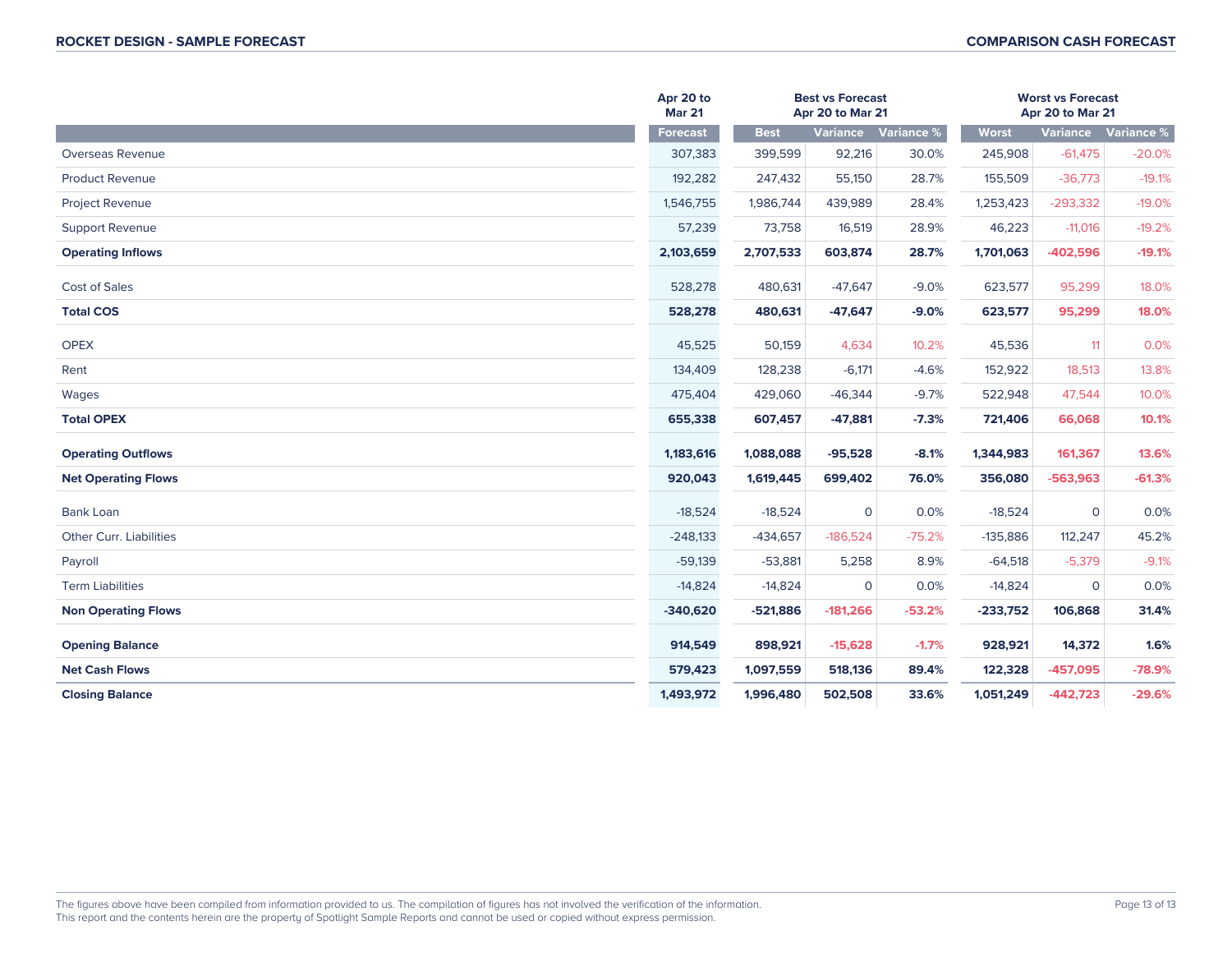| | Apr 20 to Mar 21 | Best vs Forecast Apr 20 to Mar 21 | | | Worst vs Forecast Apr 20 to Mar 21 | | |
|---|---|---|---|---|---|---|---|
| | Forecast | Best | Variance | Variance % | Worst | Variance | Variance % |
| Overseas Revenue | 307,383 | 399,599 | 92,216 | 30.0% | 245,908 | -61,475 | -20.0% |
| Product Revenue | 192,282 | 247,432 | 55,150 | 28.7% | 155,509 | -36,773 | -19.1% |
| Project Revenue | 1,546,755 | 1,986,744 | 439,989 | 28.4% | 1,253,423 | -293,332 | -19.0% |
| Support Revenue | 57,239 | 73,758 | 16,519 | 28.9% | 46,223 | -11,016 | -19.2% |
| **Operating Inflows** | **2,103,659** | **2,707,533** | **603,874** | **28.7%** | **1,701,063** | **-402,596** | **-19.1%** |
| Cost of Sales | 528,278 | 480,631 | -47,647 | -9.0% | 623,577 | 95,299 | 18.0% |
| **Total COS** | **528,278** | **480,631** | **-47,647** | **-9.0%** | **623,577** | **95,299** | **18.0%** |
| OPEX | 45,525 | 50,159 | 4,634 | 10.2% | 45,536 | 11 | 0.0% |
| Rent | 134,409 | 128,238 | -6,171 | -4.6% | 152,922 | 18,513 | 13.8% |
| Wages | 475,404 | 429,060 | -46,344 | -9.7% | 522,948 | 47,544 | 10.0% |
| **Total OPEX** | **655,338** | **607,457** | **-47,881** | **-7.3%** | **721,406** | **66,068** | **10.1%** |
| **Operating Outflows** | **1,183,616** | **1,088,088** | **-95,528** | **-8.1%** | **1,344,983** | **161,367** | **13.6%** |
| **Net Operating Flows** | **920,043** | **1,619,445** | **699,402** | **76.0%** | **356,080** | **-563,963** | **-61.3%** |
| Bank Loan | -18,524 | -18,524 | 0 | 0.0% | -18,524 | 0 | 0.0% |
| Other Curr. Liabilities | -248,133 | -434,657 | -186,524 | -75.2% | -135,886 | 112,247 | 45.2% |
| Payroll | -59,139 | -53,881 | 5,258 | 8.9% | -64,518 | -5,379 | -9.1% |
| Term Liabilities | -14,824 | -14,824 | 0 | 0.0% | -14,824 | 0 | 0.0% |
| **Non Operating Flows** | **-340,620** | **-521,886** | **-181,266** | **-53.2%** | **-233,752** | **106,868** | **31.4%** |
| **Opening Balance** | **914,549** | **898,921** | **-15,628** | **-1.7%** | **928,921** | **14,372** | **1.6%** |
| **Net Cash Flows** | **579,423** | **1,097,559** | **518,136** | **89.4%** | **122,328** | **-457,095** | **-78.9%** |
| **Closing Balance** | **1,493,972** | **1,996,480** | **502,508** | **33.6%** | **1,051,249** | **-442,723** | **-29.6%** |

The figures above have been compiled from information provided to us. The compilation of figures has not involved the verification of the information.
This report and the contents herein are the property of Spotlight Sample Reports and cannot be used or copied without express permission.